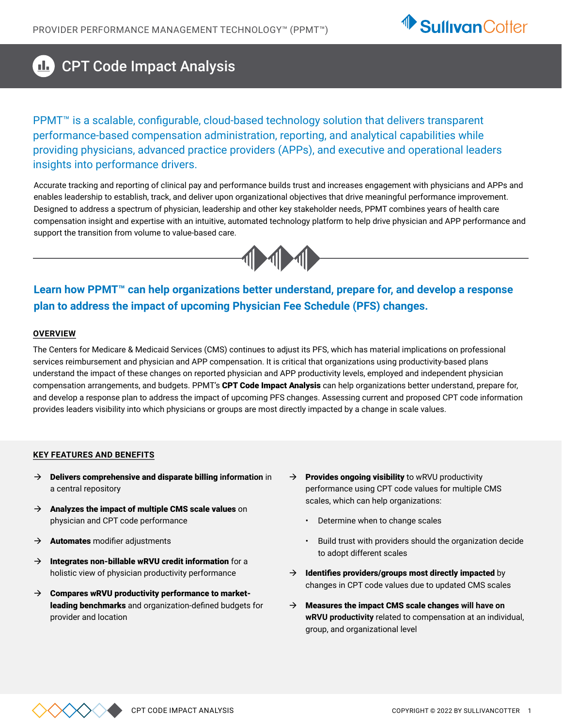# CPT Code Impact Analysis

PPMT™ is a scalable, configurable, cloud-based technology solution that delivers transparent performance-based compensation administration, reporting, and analytical capabilities while providing physicians, advanced practice providers (APPs), and executive and operational leaders insights into performance drivers.

Accurate tracking and reporting of clinical pay and performance builds trust and increases engagement with physicians and APPs and enables leadership to establish, track, and deliver upon organizational objectives that drive meaningful performance improvement. Designed to address a spectrum of physician, leadership and other key stakeholder needs, PPMT combines years of health care compensation insight and expertise with an intuitive, automated technology platform to help drive physician and APP performance and support the transition from volume to value-based care.

## Learn how PPMT™ can help organizations better understand, prepare for, and develop a response plan to address the impact of upcoming Physician Fee Schedule (PFS) changes.

### OVERVIEW

The Centers for Medicare & Medicaid Services (CMS) continues to adjust its PFS, which has material implications on professional services reimbursement and physician and APP compensation. It is critical that organizations using productivity-based plans understand the impact of these changes on reported physician and APP productivity levels, employed and independent physician compensation arrangements, and budgets. PPMT's **CPT Code Impact Analysis** can help organizations better understand, prepare for, and develop a response plan to address the impact of upcoming PFS changes. Assessing current and proposed CPT code information provides leaders visibility into which physicians or groups are most directly impacted by a change in scale values.

### KEY FEATURES AND BENEFITS

- **Delivers comprehensive and disparate billing information** in a central repository
- **Analyzes the impact of multiple CMS scale values** on physician and CPT code performance
- **Automates** modifier adjustments
- **Integrates non-billable wRVU credit information** for a holistic view of physician productivity performance
- **Compares wRVU productivity performance to market-leading benchmarks** and organization-defined budgets for provider and location
- **Provides ongoing visibility** to wRVU productivity performance using CPT code values for multiple CMS scales, which can help organizations:
  - Determine when to change scales
  - Build trust with providers should the organization decide to adopt different scales
- **Identifies providers/groups most directly impacted** by changes in CPT code values due to updated CMS scales
- **Measures the impact CMS scale changes will have on wRVU productivity** related to compensation at an individual, group, and organizational level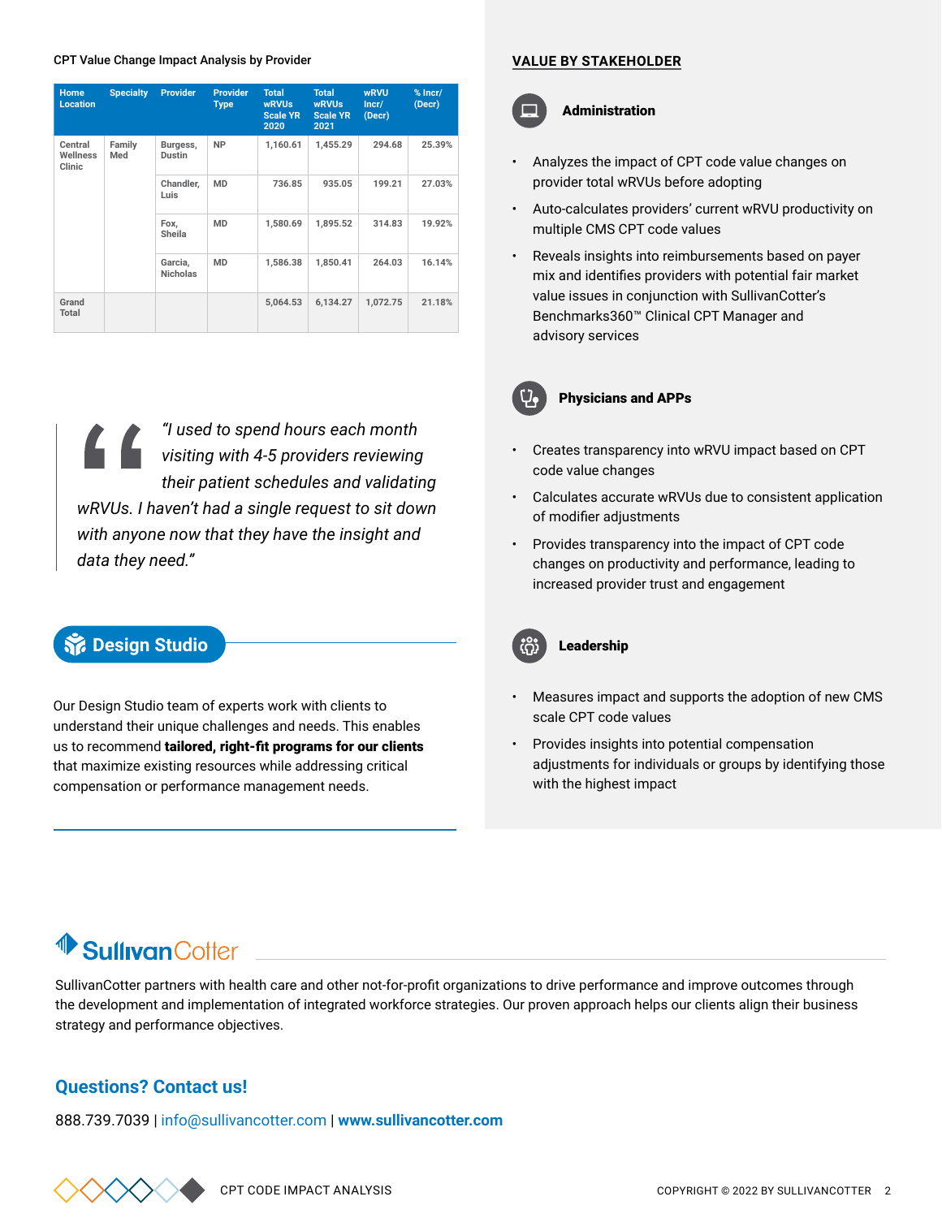CPT Value Change Impact Analysis by Provider

| Home Location | Specialty | Provider | Provider Type | Total wRVUs Scale YR 2020 | Total wRVUs Scale YR 2021 | wRVU Incr/ (Decr) | % Incr/ (Decr) |
|---|---|---|---|---|---|---|---|
| Central Wellness Clinic | Family Med | Burgess, Dustin | NP | 1,160.61 | 1,455.29 | 294.68 | 25.39% |
| | | Chandler, Luis | MD | 736.85 | 935.05 | 199.21 | 27.03% |
| | | Fox, Sheila | MD | 1,580.69 | 1,895.52 | 314.83 | 19.92% |
| | | Garcia, Nicholas | MD | 1,586.38 | 1,850.41 | 264.03 | 16.14% |
| Grand Total | | | | 5,064.53 | 6,134.27 | 1,072.75 | 21.18% |

*"I used to spend hours each month visiting with 4-5 providers reviewing their patient schedules and validating wRVUs. I haven't had a single request to sit down with anyone now that they have the insight and data they need."*

## Design Studio

Our Design Studio team of experts work with clients to understand their unique challenges and needs. This enables us to recommend **tailored, right-fit programs for our clients** that maximize existing resources while addressing critical compensation or performance management needs.

## VALUE BY STAKEHOLDER

### Administration

- Analyzes the impact of CPT code value changes on provider total wRVUs before adopting
- Auto-calculates providers' current wRVU productivity on multiple CMS CPT code values
- Reveals insights into reimbursements based on payer mix and identifies providers with potential fair market value issues in conjunction with SullivanCotter's Benchmarks360™ Clinical CPT Manager and advisory services

### Physicians and APPs

- Creates transparency into wRVU impact based on CPT code value changes
- Calculates accurate wRVUs due to consistent application of modifier adjustments
- Provides transparency into the impact of CPT code changes on productivity and performance, leading to increased provider trust and engagement

### Leadership

- Measures impact and supports the adoption of new CMS scale CPT code values
- Provides insights into potential compensation adjustments for individuals or groups by identifying those with the highest impact

## SullivanCotter

SullivanCotter partners with health care and other not-for-profit organizations to drive performance and improve outcomes through the development and implementation of integrated workforce strategies. Our proven approach helps our clients align their business strategy and performance objectives.

## Questions? Contact us!

888.739.7039 | info@sullivancotter.com | **www.sullivancotter.com**